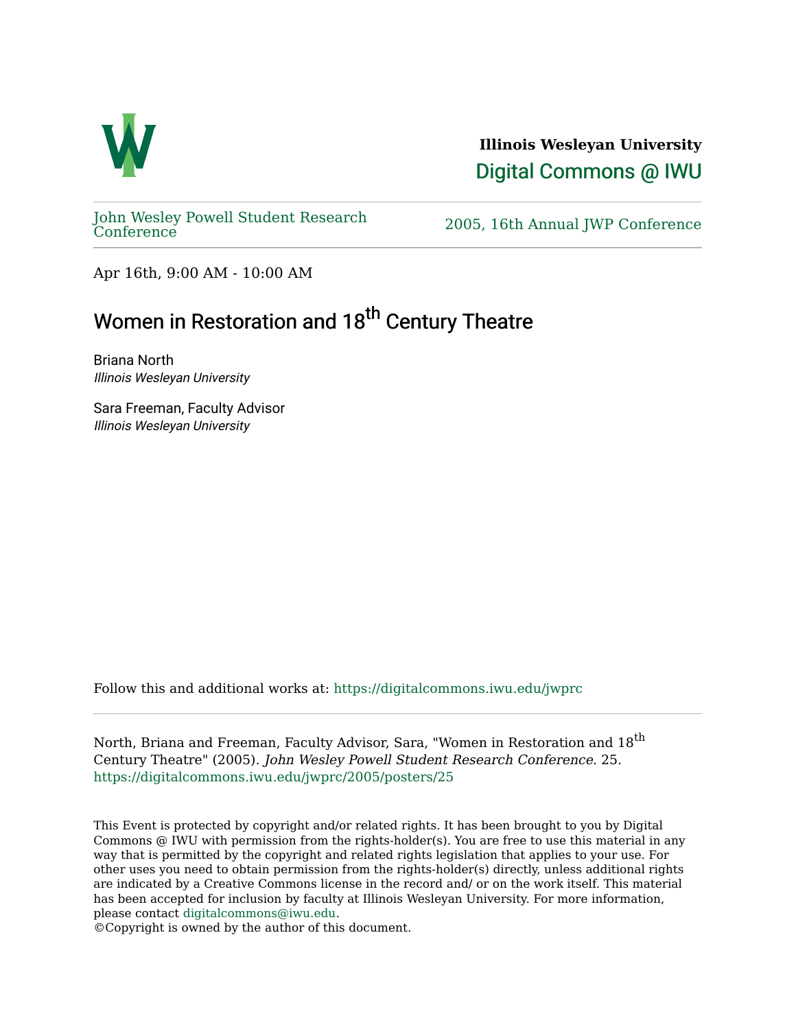**Illinois Wesleyan University**

Digital Commons @ IWU

John Wesley Powell Student Research Conference | 2005, 16th Annual JWP Conference

Apr 16th, 9:00 AM - 10:00 AM

# Women in Restoration and 18th Century Theatre

Briana North
*Illinois Wesleyan University*

Sara Freeman, Faculty Advisor
*Illinois Wesleyan University*

Follow this and additional works at: https://digitalcommons.iwu.edu/jwprc

North, Briana and Freeman, Faculty Advisor, Sara, "Women in Restoration and 18th Century Theatre" (2005). *John Wesley Powell Student Research Conference*. 25.
https://digitalcommons.iwu.edu/jwprc/2005/posters/25

This Event is protected by copyright and/or related rights. It has been brought to you by Digital Commons @ IWU with permission from the rights-holder(s). You are free to use this material in any way that is permitted by the copyright and related rights legislation that applies to your use. For other uses you need to obtain permission from the rights-holder(s) directly, unless additional rights are indicated by a Creative Commons license in the record and/ or on the work itself. This material has been accepted for inclusion by faculty at Illinois Wesleyan University. For more information, please contact digitalcommons@iwu.edu.
©Copyright is owned by the author of this document.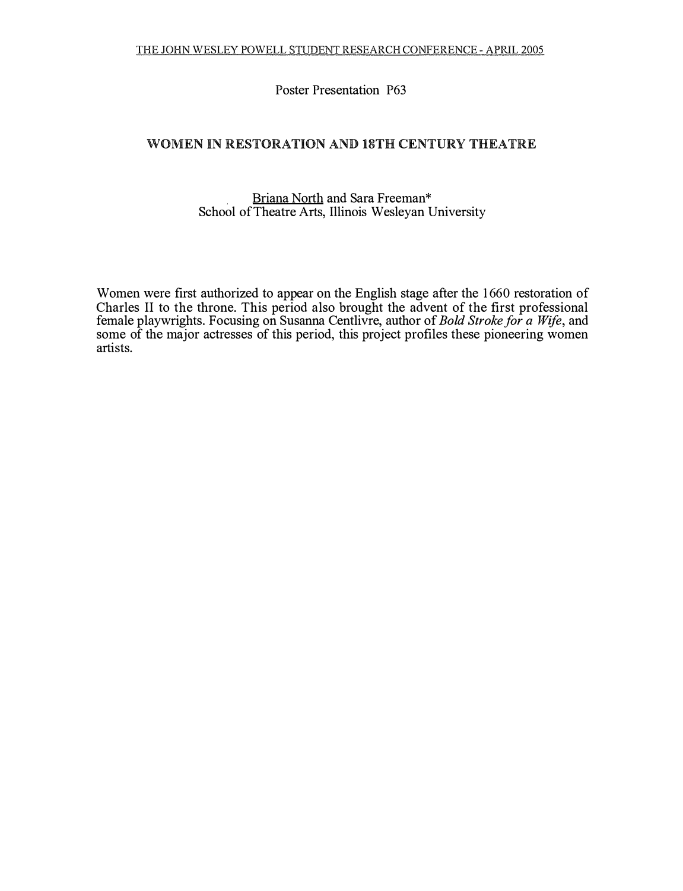Poster Presentation P63

## WOMEN IN RESTORATION AND 18TH CENTURY THEATRE

Briana North and Sara Freeman*
School of Theatre Arts, Illinois Wesleyan University

Women were first authorized to appear on the English stage after the 1660 restoration of Charles II to the throne. This period also brought the advent of the first professional female playwrights. Focusing on Susanna Centlivre, author of *Bold Stroke for a Wife*, and some of the major actresses of this period, this project profiles these pioneering women artists.